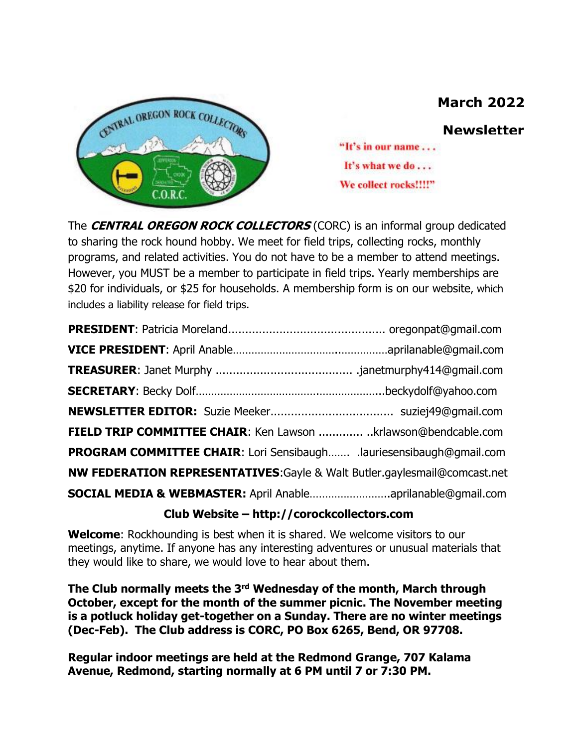# March 2022

## Newsletter

"It's in our name . . .
It's what we do . . .
We collect rocks!!!!"

The ***CENTRAL OREGON ROCK COLLECTORS*** (CORC) is an informal group dedicated to sharing the rock hound hobby. We meet for field trips, collecting rocks, monthly programs, and related activities. You do not have to be a member to attend meetings. However, you MUST be a member to participate in field trips. Yearly memberships are $20 for individuals, or $25 for households. A membership form is on our website, which includes a liability release for field trips.

**PRESIDENT**: Patricia Moreland............................................. oregonpat@gmail.com

**VICE PRESIDENT**: April Anable………………………………………………aprilanable@gmail.com

**TREASURER**: Janet Murphy ....................................... .janetmurphy414@gmail.com

**SECRETARY**: Becky Dolf…………………………………………………….beckydolf@yahoo.com

**NEWSLETTER EDITOR:** Suzie Meeker................................... suziej49@gmail.com

**FIELD TRIP COMMITTEE CHAIR**: Ken Lawson ............. ..krlawson@bendcable.com

**PROGRAM COMMITTEE CHAIR**: Lori Sensibaugh……. .lauriesensibaugh@gmail.com

**NW FEDERATION REPRESENTATIVES**:Gayle & Walt Butler.gaylesmail@comcast.net

**SOCIAL MEDIA & WEBMASTER:** April Anable……………………..aprilanable@gmail.com

**Club Website – http://corockcollectors.com**

**Welcome**: Rockhounding is best when it is shared. We welcome visitors to our meetings, anytime. If anyone has any interesting adventures or unusual materials that they would like to share, we would love to hear about them.

**The Club normally meets the 3rd Wednesday of the month, March through October, except for the month of the summer picnic. The November meeting is a potluck holiday get-together on a Sunday. There are no winter meetings (Dec-Feb). The Club address is CORC, PO Box 6265, Bend, OR 97708.**

**Regular indoor meetings are held at the Redmond Grange, 707 Kalama Avenue, Redmond, starting normally at 6 PM until 7 or 7:30 PM.**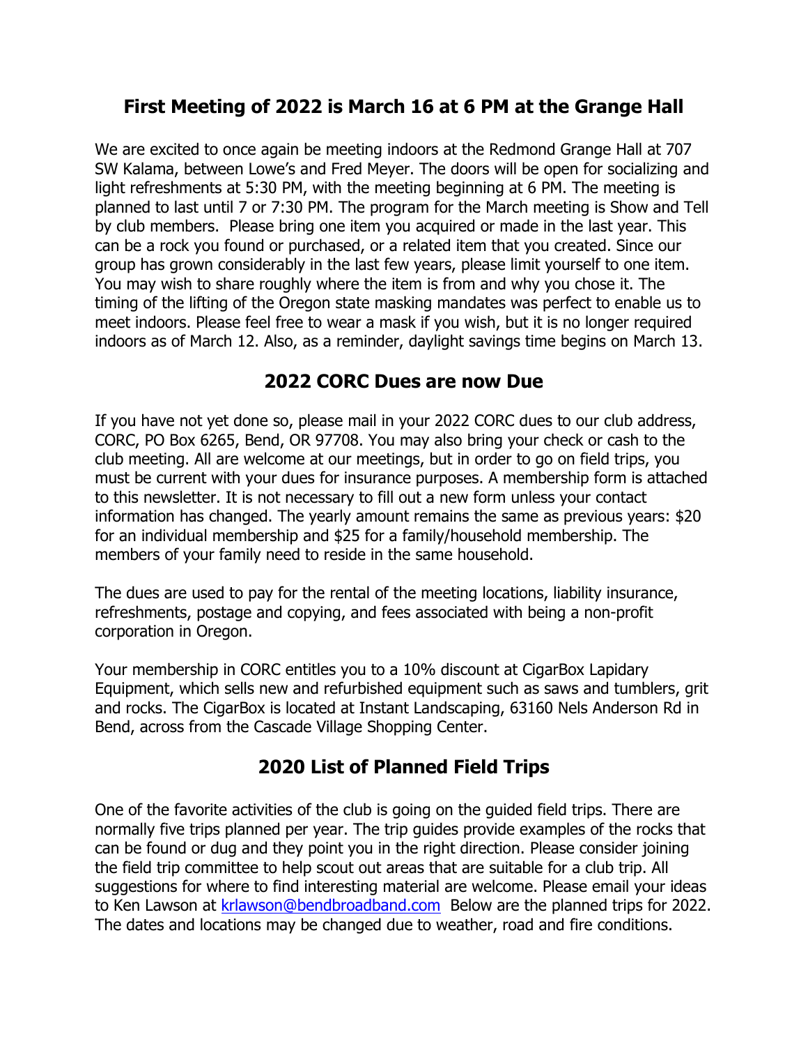## First Meeting of 2022 is March 16 at 6 PM at the Grange Hall

We are excited to once again be meeting indoors at the Redmond Grange Hall at 707 SW Kalama, between Lowe's and Fred Meyer. The doors will be open for socializing and light refreshments at 5:30 PM, with the meeting beginning at 6 PM. The meeting is planned to last until 7 or 7:30 PM. The program for the March meeting is Show and Tell by club members. Please bring one item you acquired or made in the last year. This can be a rock you found or purchased, or a related item that you created. Since our group has grown considerably in the last few years, please limit yourself to one item. You may wish to share roughly where the item is from and why you chose it. The timing of the lifting of the Oregon state masking mandates was perfect to enable us to meet indoors. Please feel free to wear a mask if you wish, but it is no longer required indoors as of March 12. Also, as a reminder, daylight savings time begins on March 13.

## 2022 CORC Dues are now Due

If you have not yet done so, please mail in your 2022 CORC dues to our club address, CORC, PO Box 6265, Bend, OR 97708. You may also bring your check or cash to the club meeting. All are welcome at our meetings, but in order to go on field trips, you must be current with your dues for insurance purposes. A membership form is attached to this newsletter. It is not necessary to fill out a new form unless your contact information has changed. The yearly amount remains the same as previous years: $20 for an individual membership and $25 for a family/household membership. The members of your family need to reside in the same household.

The dues are used to pay for the rental of the meeting locations, liability insurance, refreshments, postage and copying, and fees associated with being a non-profit corporation in Oregon.

Your membership in CORC entitles you to a 10% discount at CigarBox Lapidary Equipment, which sells new and refurbished equipment such as saws and tumblers, grit and rocks. The CigarBox is located at Instant Landscaping, 63160 Nels Anderson Rd in Bend, across from the Cascade Village Shopping Center.

## 2020 List of Planned Field Trips

One of the favorite activities of the club is going on the guided field trips. There are normally five trips planned per year. The trip guides provide examples of the rocks that can be found or dug and they point you in the right direction. Please consider joining the field trip committee to help scout out areas that are suitable for a club trip. All suggestions for where to find interesting material are welcome. Please email your ideas to Ken Lawson at krlawson@bendbroadband.com Below are the planned trips for 2022. The dates and locations may be changed due to weather, road and fire conditions.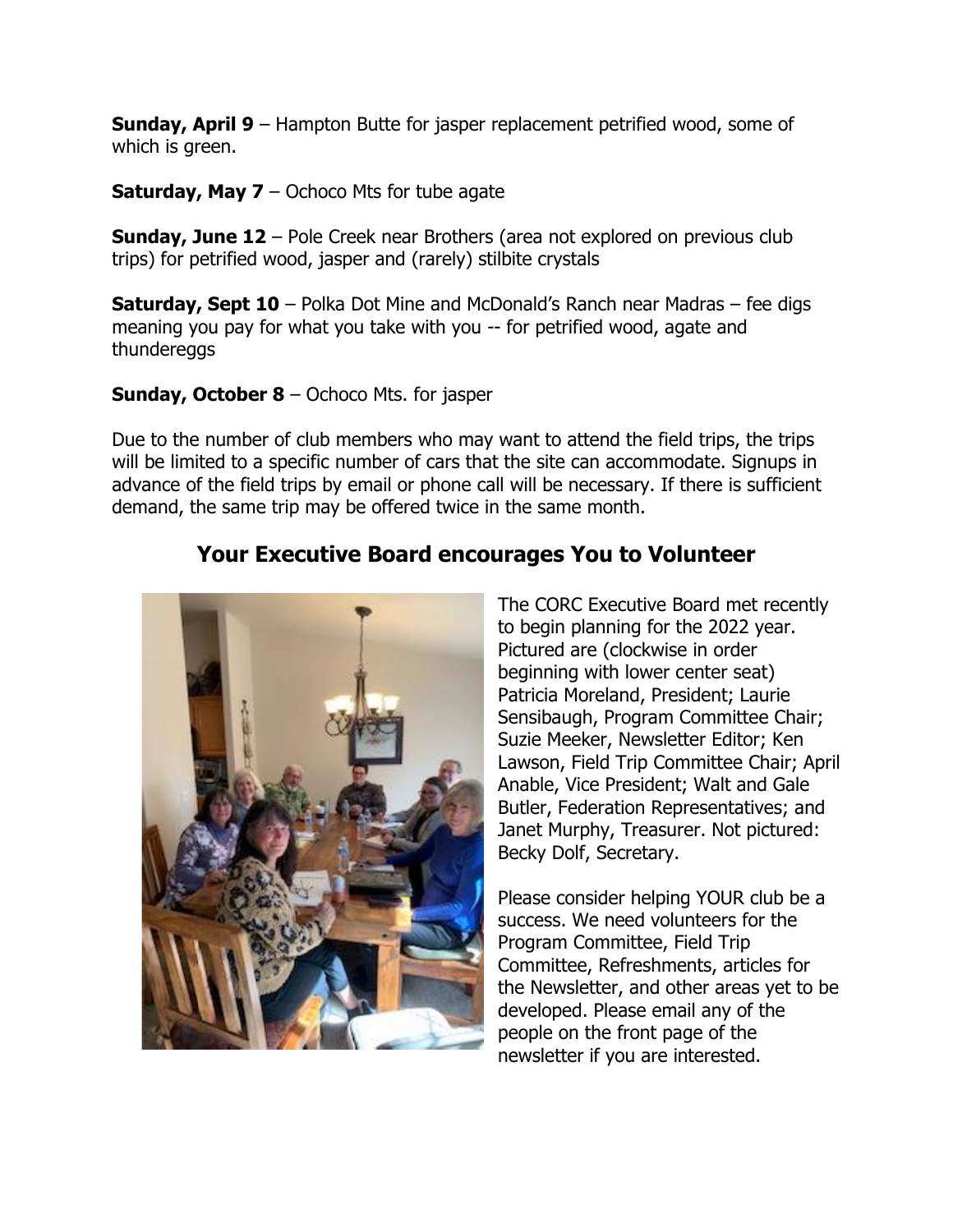**Sunday, April 9** – Hampton Butte for jasper replacement petrified wood, some of which is green.

**Saturday, May 7** – Ochoco Mts for tube agate

**Sunday, June 12** – Pole Creek near Brothers (area not explored on previous club trips) for petrified wood, jasper and (rarely) stilbite crystals

**Saturday, Sept 10** – Polka Dot Mine and McDonald's Ranch near Madras – fee digs meaning you pay for what you take with you -- for petrified wood, agate and thundereggs

**Sunday, October 8** – Ochoco Mts. for jasper

Due to the number of club members who may want to attend the field trips, the trips will be limited to a specific number of cars that the site can accommodate. Signups in advance of the field trips by email or phone call will be necessary. If there is sufficient demand, the same trip may be offered twice in the same month.

## Your Executive Board encourages You to Volunteer

The CORC Executive Board met recently to begin planning for the 2022 year. Pictured are (clockwise in order beginning with lower center seat) Patricia Moreland, President; Laurie Sensibaugh, Program Committee Chair; Suzie Meeker, Newsletter Editor; Ken Lawson, Field Trip Committee Chair; April Anable, Vice President; Walt and Gale Butler, Federation Representatives; and Janet Murphy, Treasurer. Not pictured: Becky Dolf, Secretary.

Please consider helping YOUR club be a success. We need volunteers for the Program Committee, Field Trip Committee, Refreshments, articles for the Newsletter, and other areas yet to be developed. Please email any of the people on the front page of the newsletter if you are interested.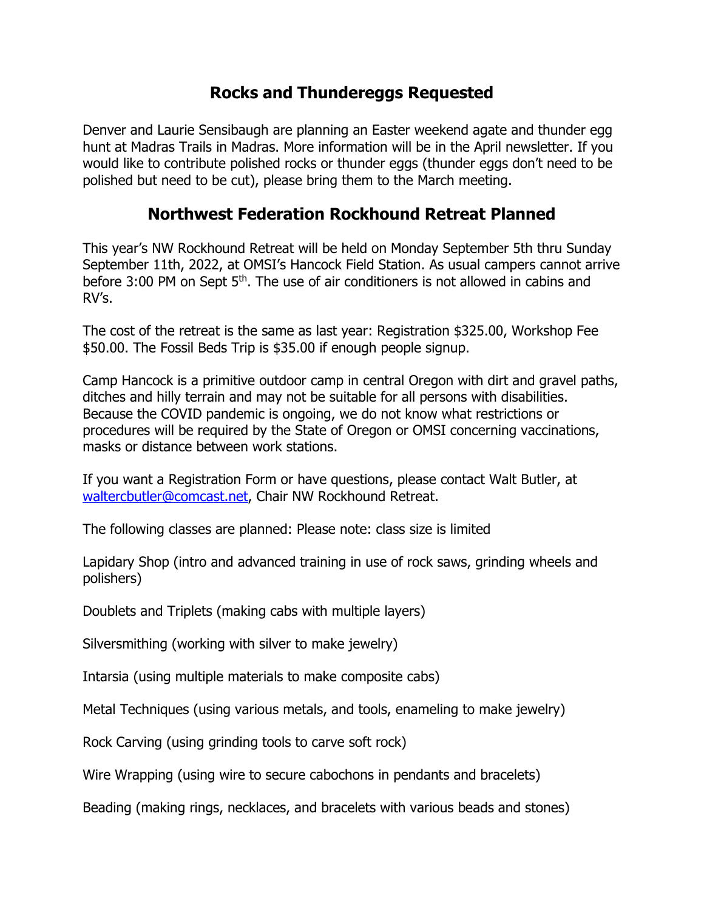## Rocks and Thundereggs Requested

Denver and Laurie Sensibaugh are planning an Easter weekend agate and thunder egg hunt at Madras Trails in Madras. More information will be in the April newsletter. If you would like to contribute polished rocks or thunder eggs (thunder eggs don't need to be polished but need to be cut), please bring them to the March meeting.

## Northwest Federation Rockhound Retreat Planned

This year's NW Rockhound Retreat will be held on Monday September 5th thru Sunday September 11th, 2022, at OMSI's Hancock Field Station. As usual campers cannot arrive before 3:00 PM on Sept 5th. The use of air conditioners is not allowed in cabins and RV's.

The cost of the retreat is the same as last year: Registration $325.00, Workshop Fee $50.00. The Fossil Beds Trip is $35.00 if enough people signup.

Camp Hancock is a primitive outdoor camp in central Oregon with dirt and gravel paths, ditches and hilly terrain and may not be suitable for all persons with disabilities. Because the COVID pandemic is ongoing, we do not know what restrictions or procedures will be required by the State of Oregon or OMSI concerning vaccinations, masks or distance between work stations.

If you want a Registration Form or have questions, please contact Walt Butler, at waltercbutler@comcast.net, Chair NW Rockhound Retreat.

The following classes are planned: Please note: class size is limited

Lapidary Shop (intro and advanced training in use of rock saws, grinding wheels and polishers)

Doublets and Triplets (making cabs with multiple layers)

Silversmithing (working with silver to make jewelry)

Intarsia (using multiple materials to make composite cabs)

Metal Techniques (using various metals, and tools, enameling to make jewelry)

Rock Carving (using grinding tools to carve soft rock)

Wire Wrapping (using wire to secure cabochons in pendants and bracelets)

Beading (making rings, necklaces, and bracelets with various beads and stones)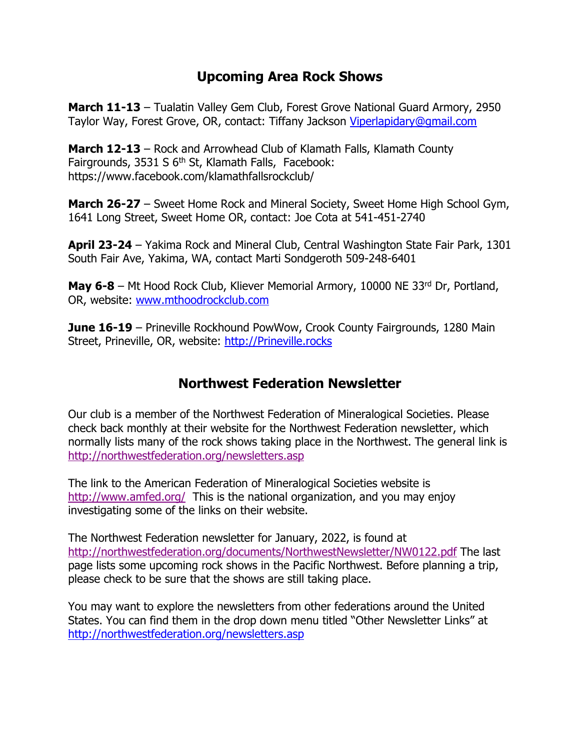## Upcoming Area Rock Shows

**March 11-13** – Tualatin Valley Gem Club, Forest Grove National Guard Armory, 2950 Taylor Way, Forest Grove, OR, contact: Tiffany Jackson Viperlapidary@gmail.com

**March 12-13** – Rock and Arrowhead Club of Klamath Falls, Klamath County Fairgrounds, 3531 S 6th St, Klamath Falls, Facebook: https://www.facebook.com/klamathfallsrockclub/

**March 26-27** – Sweet Home Rock and Mineral Society, Sweet Home High School Gym, 1641 Long Street, Sweet Home OR, contact: Joe Cota at 541-451-2740

**April 23-24** – Yakima Rock and Mineral Club, Central Washington State Fair Park, 1301 South Fair Ave, Yakima, WA, contact Marti Sondgeroth 509-248-6401

**May 6-8** – Mt Hood Rock Club, Kliever Memorial Armory, 10000 NE 33rd Dr, Portland, OR, website: www.mthoodrockclub.com

**June 16-19** – Prineville Rockhound PowWow, Crook County Fairgrounds, 1280 Main Street, Prineville, OR, website: http://Prineville.rocks

## Northwest Federation Newsletter

Our club is a member of the Northwest Federation of Mineralogical Societies. Please check back monthly at their website for the Northwest Federation newsletter, which normally lists many of the rock shows taking place in the Northwest. The general link is http://northwestfederation.org/newsletters.asp

The link to the American Federation of Mineralogical Societies website is http://www.amfed.org/ This is the national organization, and you may enjoy investigating some of the links on their website.

The Northwest Federation newsletter for January, 2022, is found at http://northwestfederation.org/documents/NorthwestNewsletter/NW0122.pdf The last page lists some upcoming rock shows in the Pacific Northwest. Before planning a trip, please check to be sure that the shows are still taking place.

You may want to explore the newsletters from other federations around the United States. You can find them in the drop down menu titled "Other Newsletter Links" at http://northwestfederation.org/newsletters.asp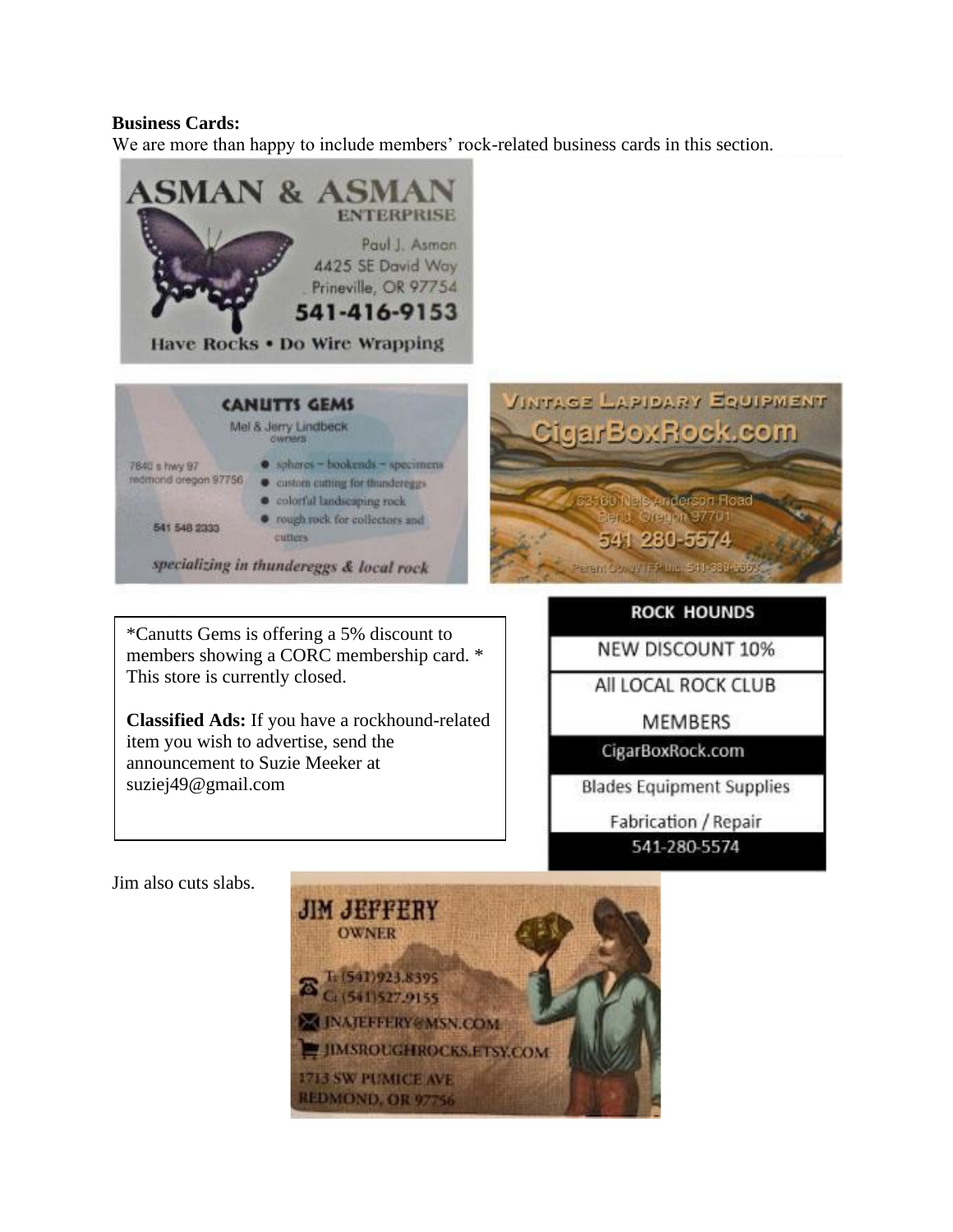**Business Cards:**
We are more than happy to include members' rock-related business cards in this section.

ASMAN & ASMAN
ENTERPRISE
Paul J. Asman
4425 SE David Way
Prineville, OR 97754
541-416-9153
Have Rocks • Do Wire Wrapping

CANUTTS GEMS
Mel & Jerry Lindbeck
owners
7840 s hwy 97
redmond oregon 97756
541 548 2333

- spheres – bookends – specimens
- custom cutting for thundereggs
- colorful landscaping rock
- rough rock for collectors and cutters

*specializing in thundereggs & local rock*

VINTAGE LAPIDARY EQUIPMENT
CigarBoxRock.com
63160 Nels Anderson Road
Bend, Oregon 97701
541 280-5574

*Canutts Gems is offering a 5% discount to members showing a CORC membership card. * This store is currently closed.

**Classified Ads:** If you have a rockhound-related item you wish to advertise, send the announcement to Suzie Meeker at suziej49@gmail.com

ROCK HOUNDS
NEW DISCOUNT 10%
All LOCAL ROCK CLUB MEMBERS
CigarBoxRock.com
Blades Equipment Supplies
Fabrication / Repair
541-280-5574

Jim also cuts slabs.

JIM JEFFERY
OWNER
T: (541)923.8395
C: (541)527.9155
JNAJEFFERY@MSN.COM
JIMSROUGHROCKS.ETSY.COM
1713 SW PUMICE AVE
REDMOND, OR 97756